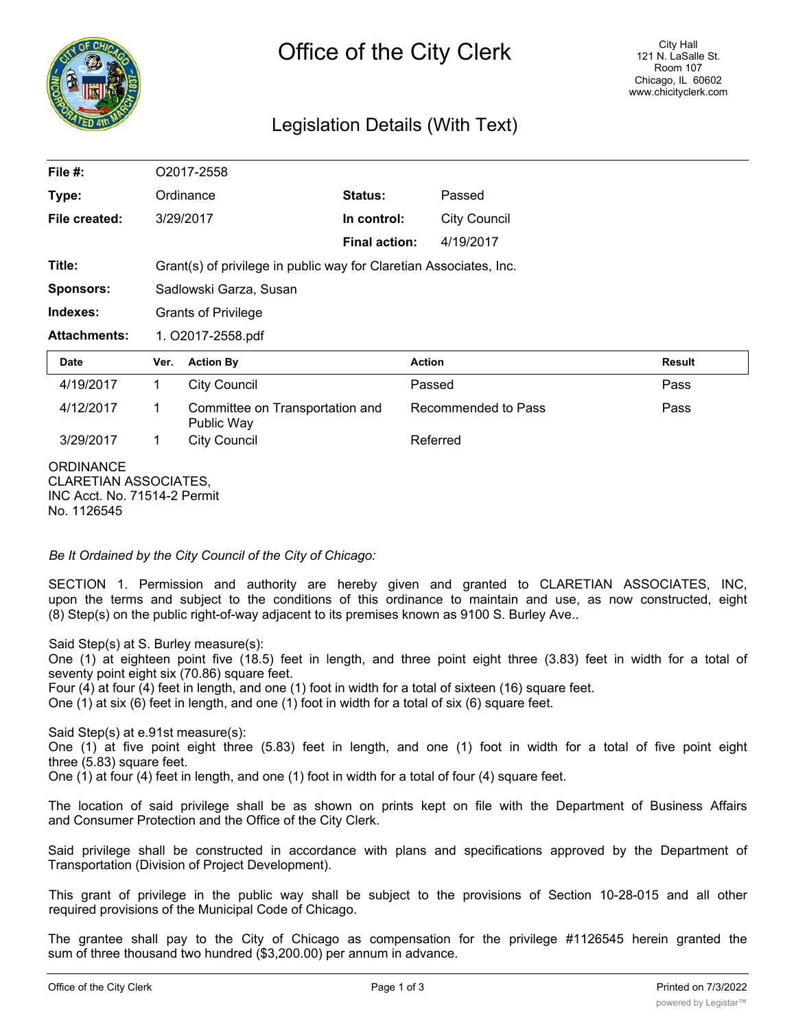# Office of the City Clerk

City Hall
121 N. LaSalle St.
Room 107
Chicago, IL 60602
www.chicityclerk.com

## Legislation Details (With Text)

| | | | |
|---|---|---|---|
| **File #:** | O2017-2558 | | |
| **Type:** | Ordinance | **Status:** | Passed |
| **File created:** | 3/29/2017 | **In control:** | City Council |
| | | **Final action:** | 4/19/2017 |
| **Title:** | Grant(s) of privilege in public way for Claretian Associates, Inc. | | |
| **Sponsors:** | Sadlowski Garza, Susan | | |
| **Indexes:** | Grants of Privilege | | |
| **Attachments:** | 1. O2017-2558.pdf | | |

| Date | Ver. | Action By | Action | Result |
|---|---|---|---|---|
| 4/19/2017 | 1 | City Council | Passed | Pass |
| 4/12/2017 | 1 | Committee on Transportation and Public Way | Recommended to Pass | Pass |
| 3/29/2017 | 1 | City Council | Referred | |

ORDINANCE
CLARETIAN ASSOCIATES,
INC Acct. No. 71514-2 Permit
No. 1126545

*Be It Ordained by the City Council of the City of Chicago:*

SECTION 1. Permission and authority are hereby given and granted to CLARETIAN ASSOCIATES, INC, upon the terms and subject to the conditions of this ordinance to maintain and use, as now constructed, eight (8) Step(s) on the public right-of-way adjacent to its premises known as 9100 S. Burley Ave..

Said Step(s) at S. Burley measure(s):
One (1) at eighteen point five (18.5) feet in length, and three point eight three (3.83) feet in width for a total of seventy point eight six (70.86) square feet.
Four (4) at four (4) feet in length, and one (1) foot in width for a total of sixteen (16) square feet.
One (1) at six (6) feet in length, and one (1) foot in width for a total of six (6) square feet.

Said Step(s) at e.91st measure(s):
One (1) at five point eight three (5.83) feet in length, and one (1) foot in width for a total of five point eight three (5.83) square feet.
One (1) at four (4) feet in length, and one (1) foot in width for a total of four (4) square feet.

The location of said privilege shall be as shown on prints kept on file with the Department of Business Affairs and Consumer Protection and the Office of the City Clerk.

Said privilege shall be constructed in accordance with plans and specifications approved by the Department of Transportation (Division of Project Development).

This grant of privilege in the public way shall be subject to the provisions of Section 10-28-015 and all other required provisions of the Municipal Code of Chicago.

The grantee shall pay to the City of Chicago as compensation for the privilege #1126545 herein granted the sum of three thousand two hundred ($3,200.00) per annum in advance.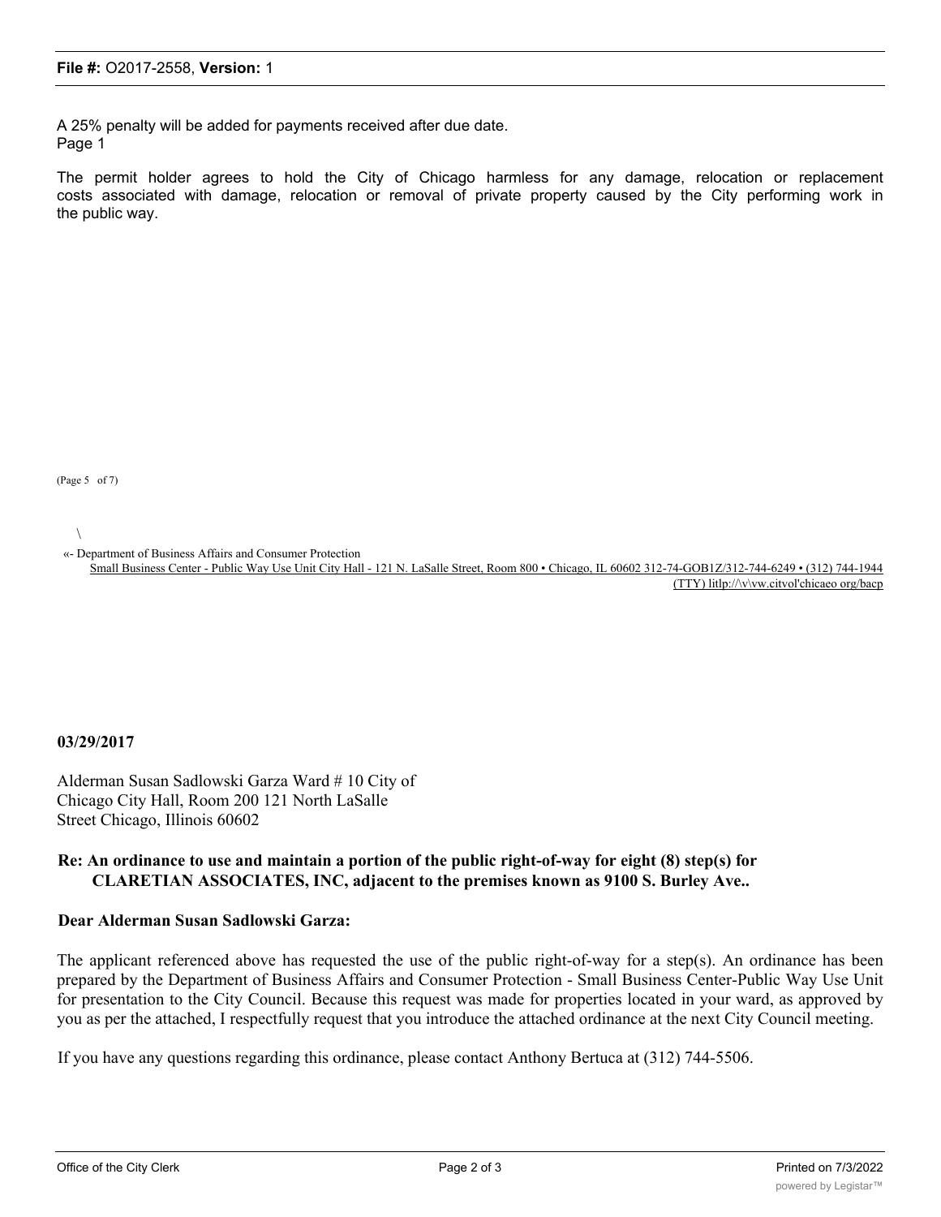A 25% penalty will be added for payments received after due date.
Page 1

The permit holder agrees to hold the City of Chicago harmless for any damage, relocation or replacement costs associated with damage, relocation or removal of private property caused by the City performing work in the public way.

(Page 5 of 7)

\

«- Department of Business Affairs and Consumer Protection
Small Business Center - Public Way Use Unit City Hall - 121 N. LaSalle Street, Room 800 • Chicago, IL 60602 312-74-GOB1Z/312-744-6249 • (312) 744-1944 (TTY) litlp://\v\vw.citvol'chicaeo org/bacp

**03/29/2017**

Alderman Susan Sadlowski Garza Ward # 10 City of Chicago City Hall, Room 200 121 North LaSalle Street Chicago, Illinois 60602

**Re: An ordinance to use and maintain a portion of the public right-of-way for eight (8) step(s) for CLARETIAN ASSOCIATES, INC, adjacent to the premises known as 9100 S. Burley Ave..**

**Dear Alderman Susan Sadlowski Garza:**

The applicant referenced above has requested the use of the public right-of-way for a step(s). An ordinance has been prepared by the Department of Business Affairs and Consumer Protection - Small Business Center-Public Way Use Unit for presentation to the City Council. Because this request was made for properties located in your ward, as approved by you as per the attached, I respectfully request that you introduce the attached ordinance at the next City Council meeting.

If you have any questions regarding this ordinance, please contact Anthony Bertuca at (312) 744-5506.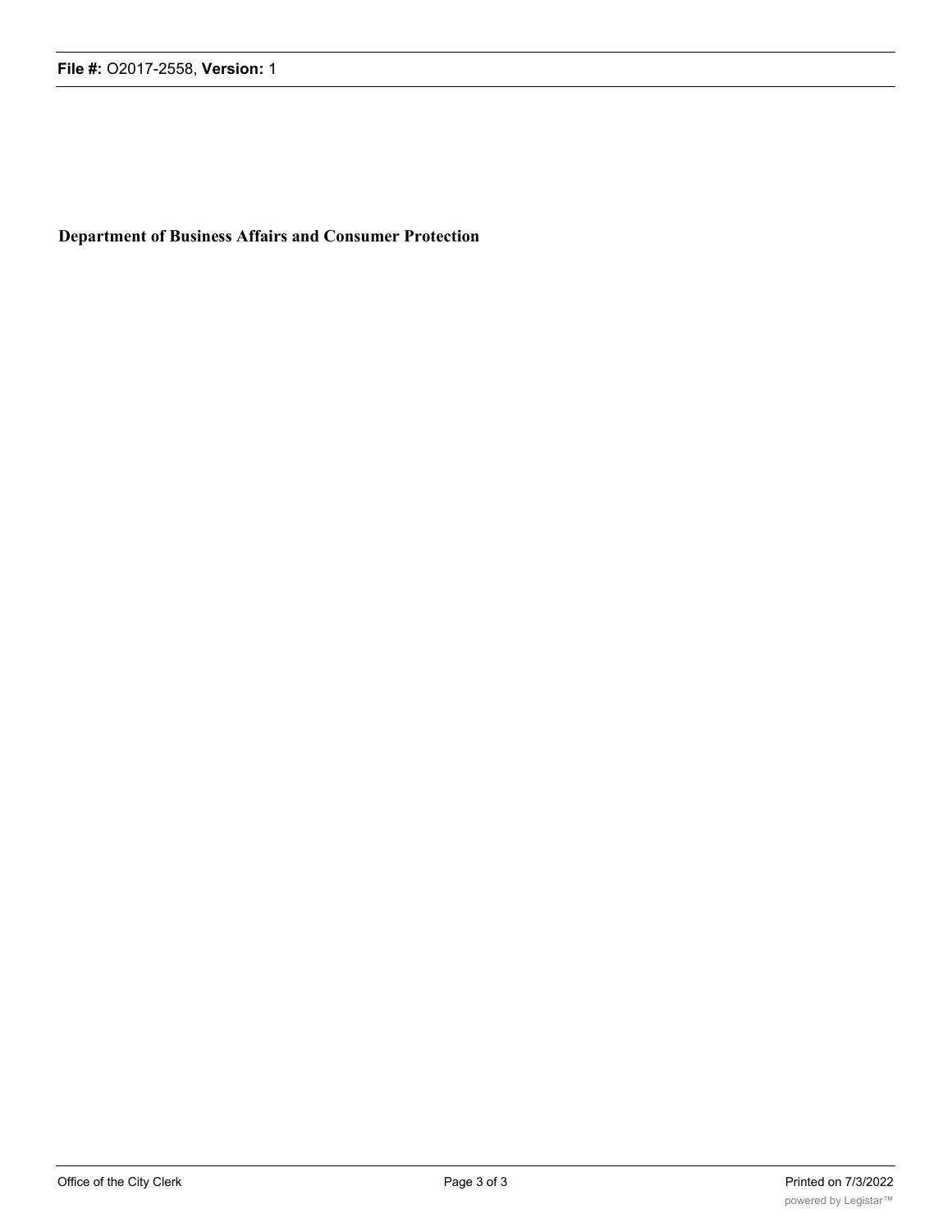**Department of Business Affairs and Consumer Protection**